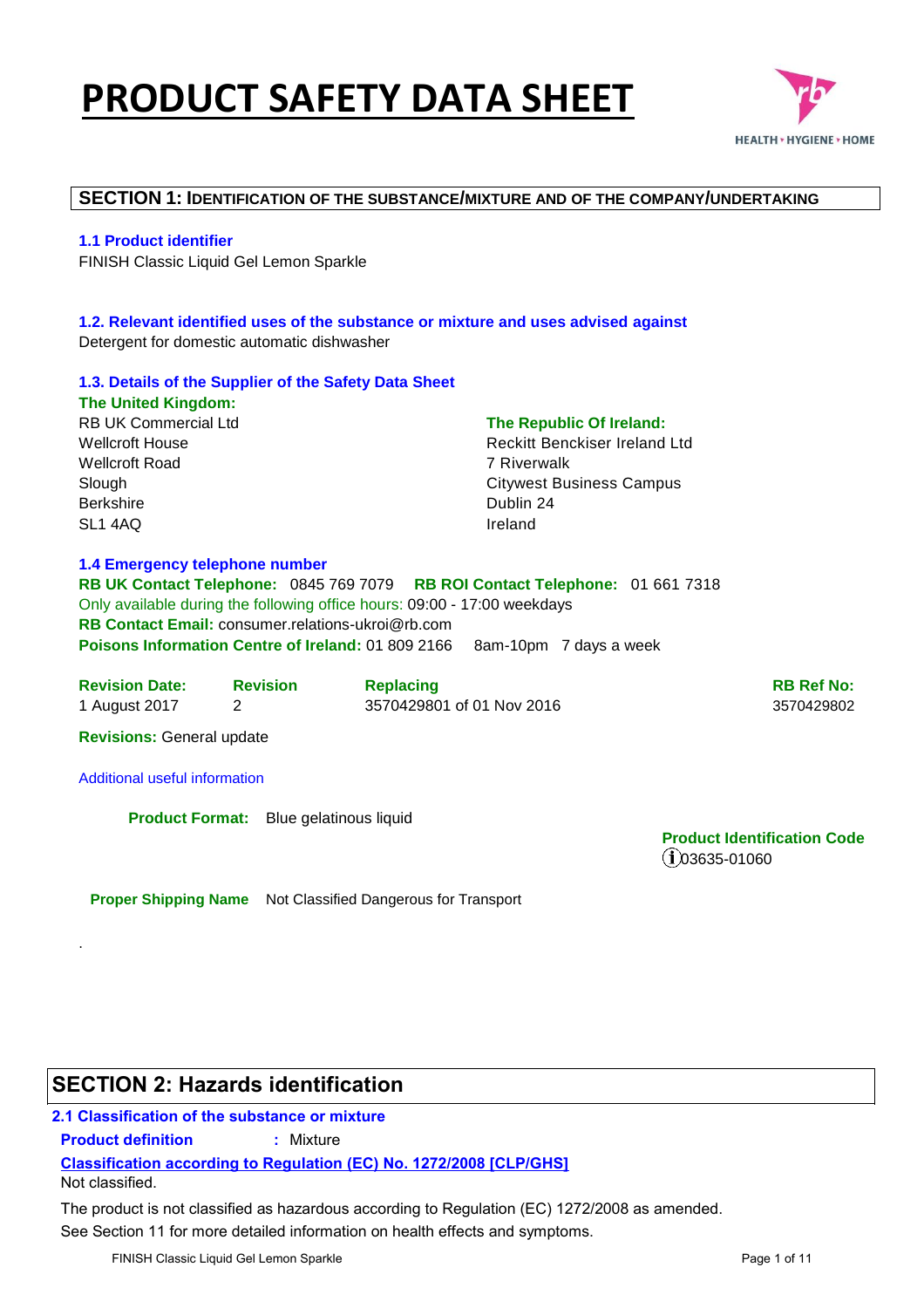# PRODUCT SAFETY DATA SHEET

## SECTION 1: IDENTIFICATION OF THE SUBSTANCE/MIXTURE AND OF THE COMPANY/UNDERTAKING

### 1.1 Product identifier

FINISH Classic Liquid Gel Lemon Sparkle

### 1.2. Relevant identified uses of the substance or mixture and uses advised against

Detergent for domestic automatic dishwasher

### 1.3. Details of the Supplier of the Safety Data Sheet

**The United Kingdom:**

RB UK Commercial Ltd
Wellcroft House
Wellcroft Road
Slough
Berkshire
SL1 4AQ

**The Republic Of Ireland:**

Reckitt Benckiser Ireland Ltd
7 Riverwalk
Citywest Business Campus
Dublin 24
Ireland

### 1.4 Emergency telephone number

**RB UK Contact Telephone:** 0845 769 7079 **RB ROI Contact Telephone:** 01 661 7318

Only available during the following office hours: 09:00 - 17:00 weekdays

**RB Contact Email:** consumer.relations-ukroi@rb.com

**Poisons Information Centre of Ireland:** 01 809 2166 8am-10pm 7 days a week

| Revision Date: | Revision | Replacing | RB Ref No: |
|---|---|---|---|
| 1 August 2017 | 2 | 3570429801 of 01 Nov 2016 | 3570429802 |

**Revisions:** General update

Additional useful information

**Product Format:** Blue gelatinous liquid

**Product Identification Code**
03635-01060

**Proper Shipping Name** Not Classified Dangerous for Transport

.

## SECTION 2: Hazards identification

### 2.1 Classification of the substance or mixture

**Product definition** : Mixture

**Classification according to Regulation (EC) No. 1272/2008 [CLP/GHS]**

Not classified.

The product is not classified as hazardous according to Regulation (EC) 1272/2008 as amended.

See Section 11 for more detailed information on health effects and symptoms.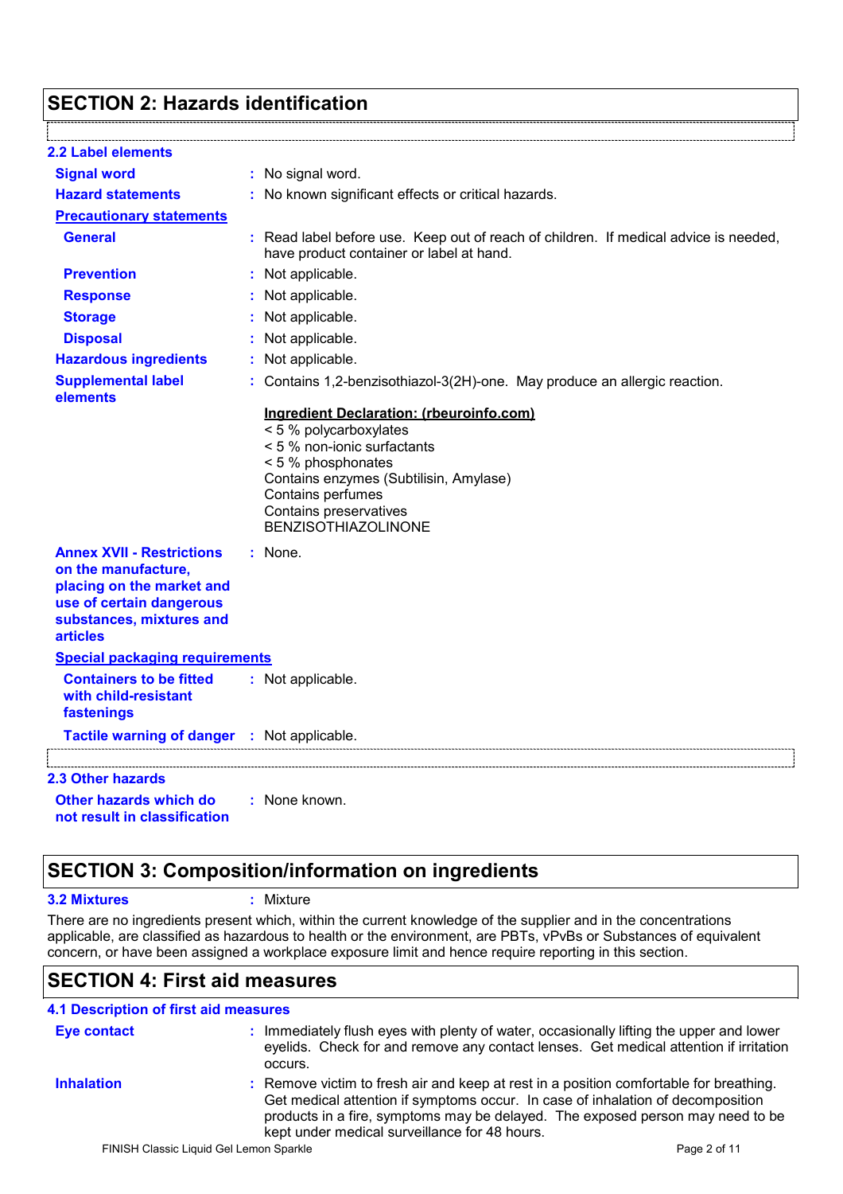## SECTION 2: Hazards identification

### 2.2 Label elements

| | | |
|---|---|---|
| **Signal word** | : | No signal word. |
| **Hazard statements** | : | No known significant effects or critical hazards. |

**Precautionary statements**

| | | |
|---|---|---|
| **General** | : | Read label before use. Keep out of reach of children. If medical advice is needed, have product container or label at hand. |
| **Prevention** | : | Not applicable. |
| **Response** | : | Not applicable. |
| **Storage** | : | Not applicable. |
| **Disposal** | : | Not applicable. |
| **Hazardous ingredients** | : | Not applicable. |
| **Supplemental label elements** | : | Contains 1,2-benzisothiazol-3(2H)-one. May produce an allergic reaction. |

**Ingredient Declaration: (rbeuroinfo.com)**
< 5 % polycarboxylates
< 5 % non-ionic surfactants
< 5 % phosphonates
Contains enzymes (Subtilisin, Amylase)
Contains perfumes
Contains preservatives
BENZISOTHIAZOLINONE

| | | |
|---|---|---|
| **Annex XVII - Restrictions on the manufacture, placing on the market and use of certain dangerous substances, mixtures and articles** | : | None. |

**Special packaging requirements**

| | | |
|---|---|---|
| **Containers to be fitted with child-resistant fastenings** | : | Not applicable. |
| **Tactile warning of danger** | : | Not applicable. |

### 2.3 Other hazards

| | | |
|---|---|---|
| **Other hazards which do not result in classification** | : | None known. |

## SECTION 3: Composition/information on ingredients

**3.2 Mixtures** : Mixture

There are no ingredients present which, within the current knowledge of the supplier and in the concentrations applicable, are classified as hazardous to health or the environment, are PBTs, vPvBs or Substances of equivalent concern, or have been assigned a workplace exposure limit and hence require reporting in this section.

## SECTION 4: First aid measures

### 4.1 Description of first aid measures

| | | |
|---|---|---|
| **Eye contact** | : | Immediately flush eyes with plenty of water, occasionally lifting the upper and lower eyelids. Check for and remove any contact lenses. Get medical attention if irritation occurs. |
| **Inhalation** | : | Remove victim to fresh air and keep at rest in a position comfortable for breathing. Get medical attention if symptoms occur. In case of inhalation of decomposition products in a fire, symptoms may be delayed. The exposed person may need to be kept under medical surveillance for 48 hours. |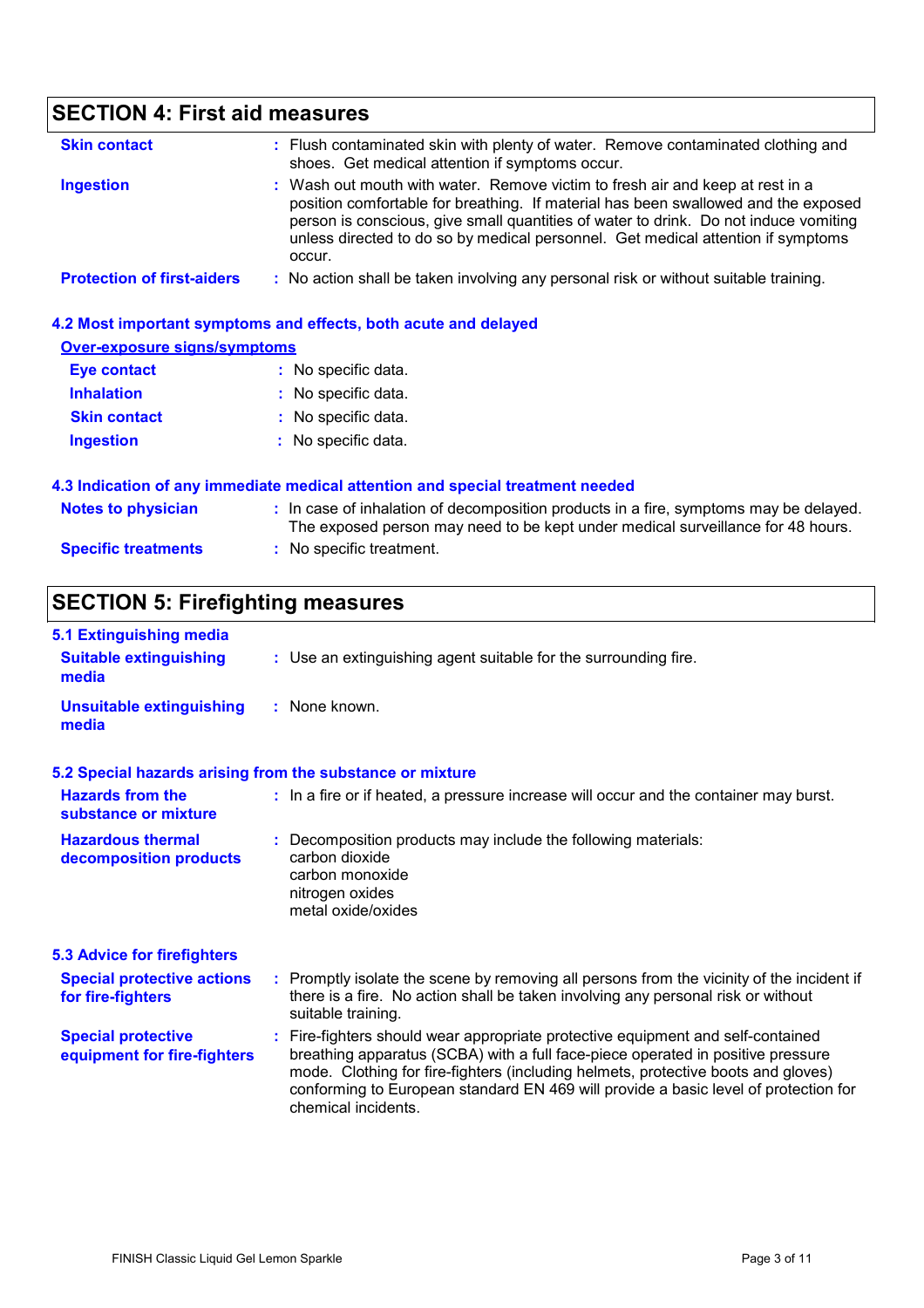## SECTION 4: First aid measures

**Skin contact** : Flush contaminated skin with plenty of water. Remove contaminated clothing and shoes. Get medical attention if symptoms occur.

**Ingestion** : Wash out mouth with water. Remove victim to fresh air and keep at rest in a position comfortable for breathing. If material has been swallowed and the exposed person is conscious, give small quantities of water to drink. Do not induce vomiting unless directed to do so by medical personnel. Get medical attention if symptoms occur.

**Protection of first-aiders** : No action shall be taken involving any personal risk or without suitable training.

### 4.2 Most important symptoms and effects, both acute and delayed

**Over-exposure signs/symptoms**

**Eye contact** : No specific data.

**Inhalation** : No specific data.

**Skin contact** : No specific data.

**Ingestion** : No specific data.

### 4.3 Indication of any immediate medical attention and special treatment needed

**Notes to physician** : In case of inhalation of decomposition products in a fire, symptoms may be delayed. The exposed person may need to be kept under medical surveillance for 48 hours.

**Specific treatments** : No specific treatment.

## SECTION 5: Firefighting measures

### 5.1 Extinguishing media

**Suitable extinguishing media** : Use an extinguishing agent suitable for the surrounding fire.

**Unsuitable extinguishing media** : None known.

### 5.2 Special hazards arising from the substance or mixture

**Hazards from the substance or mixture** : In a fire or if heated, a pressure increase will occur and the container may burst.

**Hazardous thermal decomposition products** : Decomposition products may include the following materials:
carbon dioxide
carbon monoxide
nitrogen oxides
metal oxide/oxides

### 5.3 Advice for firefighters

**Special protective actions for fire-fighters** : Promptly isolate the scene by removing all persons from the vicinity of the incident if there is a fire. No action shall be taken involving any personal risk or without suitable training.

**Special protective equipment for fire-fighters** : Fire-fighters should wear appropriate protective equipment and self-contained breathing apparatus (SCBA) with a full face-piece operated in positive pressure mode. Clothing for fire-fighters (including helmets, protective boots and gloves) conforming to European standard EN 469 will provide a basic level of protection for chemical incidents.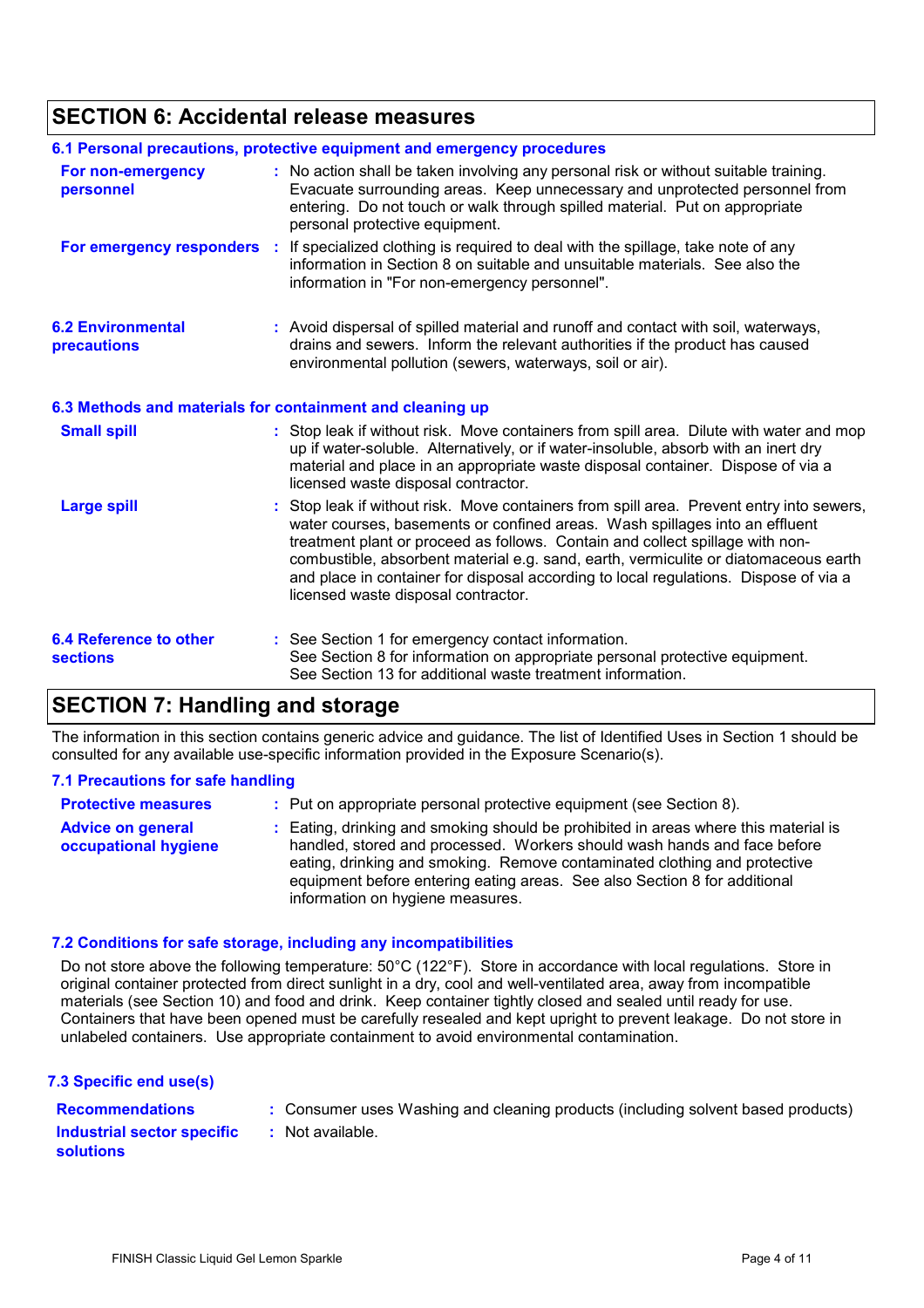## SECTION 6: Accidental release measures

### 6.1 Personal precautions, protective equipment and emergency procedures

**For non-emergency personnel** : No action shall be taken involving any personal risk or without suitable training. Evacuate surrounding areas. Keep unnecessary and unprotected personnel from entering. Do not touch or walk through spilled material. Put on appropriate personal protective equipment.

**For emergency responders** : If specialized clothing is required to deal with the spillage, take note of any information in Section 8 on suitable and unsuitable materials. See also the information in "For non-emergency personnel".

### 6.2 Environmental precautions

: Avoid dispersal of spilled material and runoff and contact with soil, waterways, drains and sewers. Inform the relevant authorities if the product has caused environmental pollution (sewers, waterways, soil or air).

### 6.3 Methods and materials for containment and cleaning up

**Small spill** : Stop leak if without risk. Move containers from spill area. Dilute with water and mop up if water-soluble. Alternatively, or if water-insoluble, absorb with an inert dry material and place in an appropriate waste disposal container. Dispose of via a licensed waste disposal contractor.

**Large spill** : Stop leak if without risk. Move containers from spill area. Prevent entry into sewers, water courses, basements or confined areas. Wash spillages into an effluent treatment plant or proceed as follows. Contain and collect spillage with non-combustible, absorbent material e.g. sand, earth, vermiculite or diatomaceous earth and place in container for disposal according to local regulations. Dispose of via a licensed waste disposal contractor.

### 6.4 Reference to other sections

: See Section 1 for emergency contact information.
See Section 8 for information on appropriate personal protective equipment.
See Section 13 for additional waste treatment information.

## SECTION 7: Handling and storage

The information in this section contains generic advice and guidance. The list of Identified Uses in Section 1 should be consulted for any available use-specific information provided in the Exposure Scenario(s).

### 7.1 Precautions for safe handling

**Protective measures** : Put on appropriate personal protective equipment (see Section 8).

**Advice on general occupational hygiene** : Eating, drinking and smoking should be prohibited in areas where this material is handled, stored and processed. Workers should wash hands and face before eating, drinking and smoking. Remove contaminated clothing and protective equipment before entering eating areas. See also Section 8 for additional information on hygiene measures.

### 7.2 Conditions for safe storage, including any incompatibilities

Do not store above the following temperature: 50°C (122°F). Store in accordance with local regulations. Store in original container protected from direct sunlight in a dry, cool and well-ventilated area, away from incompatible materials (see Section 10) and food and drink. Keep container tightly closed and sealed until ready for use. Containers that have been opened must be carefully resealed and kept upright to prevent leakage. Do not store in unlabeled containers. Use appropriate containment to avoid environmental contamination.

### 7.3 Specific end use(s)

**Recommendations** : Consumer uses Washing and cleaning products (including solvent based products)

**Industrial sector specific solutions** : Not available.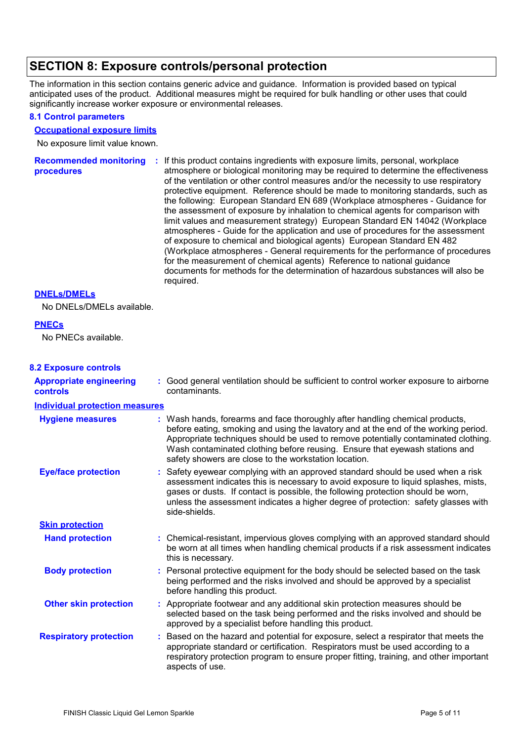## SECTION 8: Exposure controls/personal protection

The information in this section contains generic advice and guidance. Information is provided based on typical anticipated uses of the product. Additional measures might be required for bulk handling or other uses that could significantly increase worker exposure or environmental releases.

### 8.1 Control parameters

**Occupational exposure limits**

No exposure limit value known.

**Recommended monitoring procedures** : If this product contains ingredients with exposure limits, personal, workplace atmosphere or biological monitoring may be required to determine the effectiveness of the ventilation or other control measures and/or the necessity to use respiratory protective equipment. Reference should be made to monitoring standards, such as the following: European Standard EN 689 (Workplace atmospheres - Guidance for the assessment of exposure by inhalation to chemical agents for comparison with limit values and measurement strategy) European Standard EN 14042 (Workplace atmospheres - Guide for the application and use of procedures for the assessment of exposure to chemical and biological agents) European Standard EN 482 (Workplace atmospheres - General requirements for the performance of procedures for the measurement of chemical agents) Reference to national guidance documents for methods for the determination of hazardous substances will also be required.

**DNELs/DMELs**

No DNELs/DMELs available.

**PNECs**

No PNECs available.

### 8.2 Exposure controls

**Appropriate engineering controls** : Good general ventilation should be sufficient to control worker exposure to airborne contaminants.

**Individual protection measures**

**Hygiene measures** : Wash hands, forearms and face thoroughly after handling chemical products, before eating, smoking and using the lavatory and at the end of the working period. Appropriate techniques should be used to remove potentially contaminated clothing. Wash contaminated clothing before reusing. Ensure that eyewash stations and safety showers are close to the workstation location.

**Eye/face protection** : Safety eyewear complying with an approved standard should be used when a risk assessment indicates this is necessary to avoid exposure to liquid splashes, mists, gases or dusts. If contact is possible, the following protection should be worn, unless the assessment indicates a higher degree of protection: safety glasses with side-shields.

**Skin protection**

**Hand protection** : Chemical-resistant, impervious gloves complying with an approved standard should be worn at all times when handling chemical products if a risk assessment indicates this is necessary.

**Body protection** : Personal protective equipment for the body should be selected based on the task being performed and the risks involved and should be approved by a specialist before handling this product.

**Other skin protection** : Appropriate footwear and any additional skin protection measures should be selected based on the task being performed and the risks involved and should be approved by a specialist before handling this product.

**Respiratory protection** : Based on the hazard and potential for exposure, select a respirator that meets the appropriate standard or certification. Respirators must be used according to a respiratory protection program to ensure proper fitting, training, and other important aspects of use.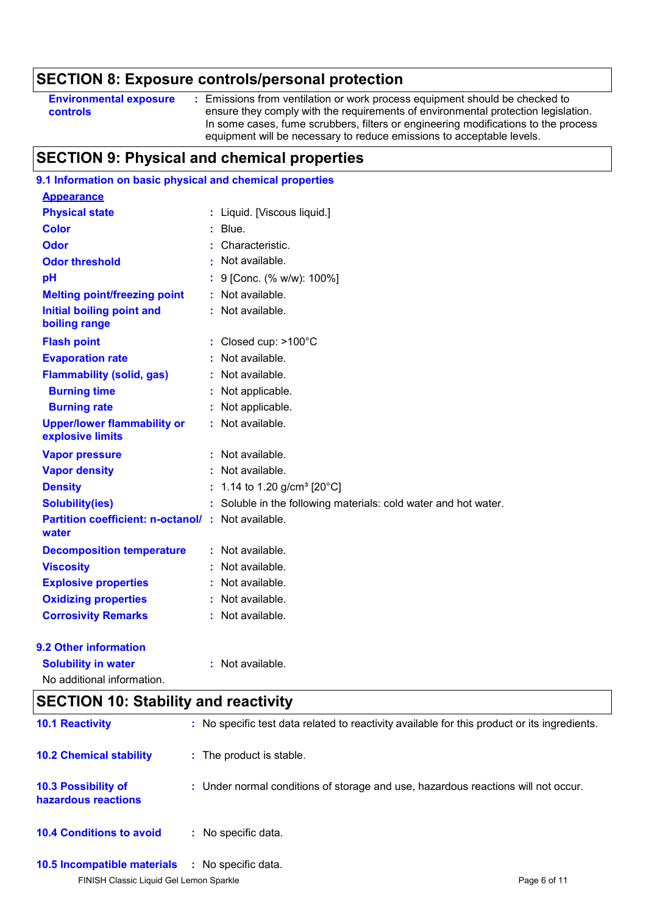## SECTION 8: Exposure controls/personal protection

| | |
|---|---|
| **Environmental exposure controls** | : Emissions from ventilation or work process equipment should be checked to ensure they comply with the requirements of environmental protection legislation. In some cases, fume scrubbers, filters or engineering modifications to the process equipment will be necessary to reduce emissions to acceptable levels. |

## SECTION 9: Physical and chemical properties

### 9.1 Information on basic physical and chemical properties

**Appearance**

| | |
|---|---|
| **Physical state** | : Liquid. [Viscous liquid.] |
| **Color** | : Blue. |
| **Odor** | : Characteristic. |
| **Odor threshold** | : Not available. |
| **pH** | : 9 [Conc. (% w/w): 100%] |
| **Melting point/freezing point** | : Not available. |
| **Initial boiling point and boiling range** | : Not available. |
| **Flash point** | : Closed cup: >100°C |
| **Evaporation rate** | : Not available. |
| **Flammability (solid, gas)** | : Not available. |
| **Burning time** | : Not applicable. |
| **Burning rate** | : Not applicable. |
| **Upper/lower flammability or explosive limits** | : Not available. |
| **Vapor pressure** | : Not available. |
| **Vapor density** | : Not available. |
| **Density** | : 1.14 to 1.20 g/cm³ [20°C] |
| **Solubility(ies)** | : Soluble in the following materials: cold water and hot water. |
| **Partition coefficient: n-octanol/ water** | : Not available. |
| **Decomposition temperature** | : Not available. |
| **Viscosity** | : Not available. |
| **Explosive properties** | : Not available. |
| **Oxidizing properties** | : Not available. |
| **Corrosivity Remarks** | : Not available. |

### 9.2 Other information

| | |
|---|---|
| **Solubility in water** | : Not available. |

No additional information.

## SECTION 10: Stability and reactivity

| | |
|---|---|
| **10.1 Reactivity** | : No specific test data related to reactivity available for this product or its ingredients. |
| **10.2 Chemical stability** | : The product is stable. |
| **10.3 Possibility of hazardous reactions** | : Under normal conditions of storage and use, hazardous reactions will not occur. |
| **10.4 Conditions to avoid** | : No specific data. |
| **10.5 Incompatible materials** | : No specific data. |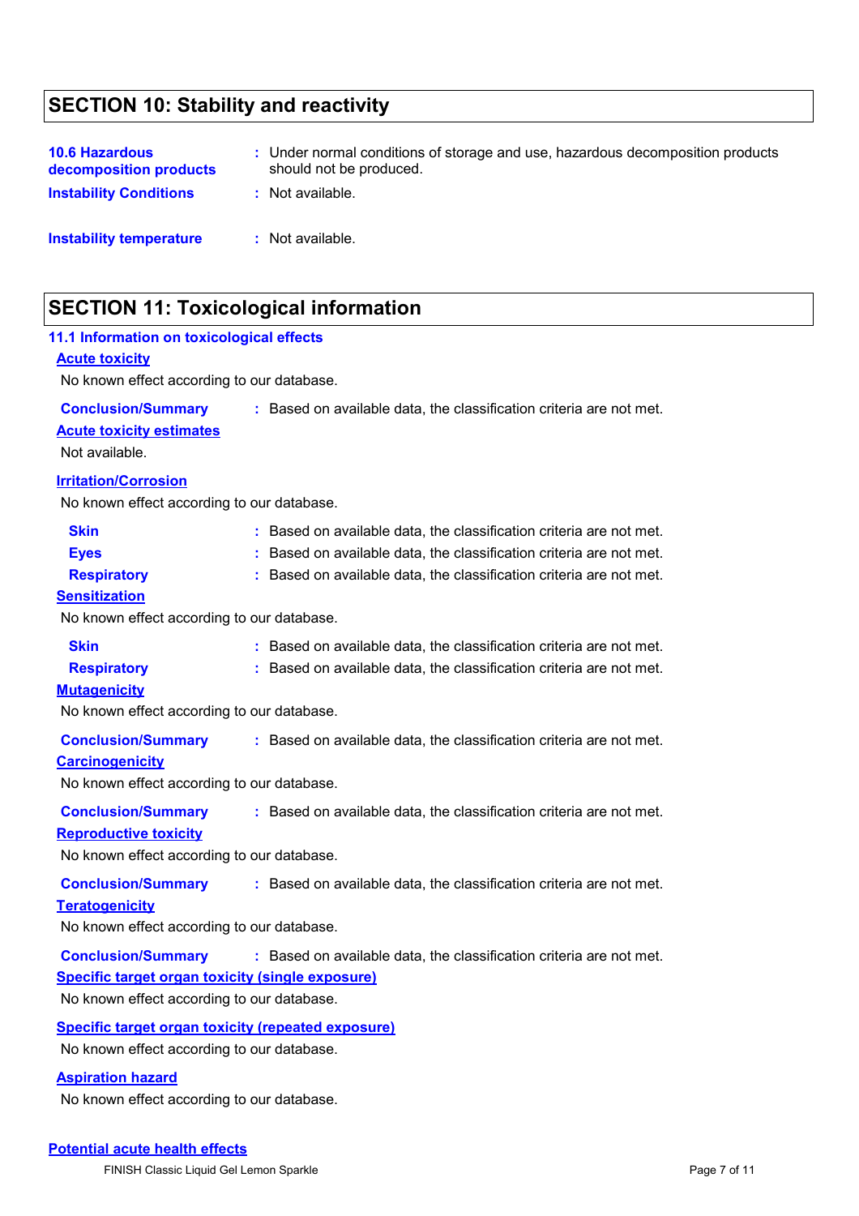## SECTION 10: Stability and reactivity

**10.6 Hazardous decomposition products** : Under normal conditions of storage and use, hazardous decomposition products should not be produced.

**Instability Conditions** : Not available.

**Instability temperature** : Not available.

## SECTION 11: Toxicological information

### 11.1 Information on toxicological effects

**Acute toxicity**

No known effect according to our database.

**Conclusion/Summary** : Based on available data, the classification criteria are not met.

**Acute toxicity estimates**

Not available.

**Irritation/Corrosion**

No known effect according to our database.

**Skin** : Based on available data, the classification criteria are not met.

**Eyes** : Based on available data, the classification criteria are not met.

**Respiratory** : Based on available data, the classification criteria are not met.

**Sensitization**

No known effect according to our database.

**Skin** : Based on available data, the classification criteria are not met.

**Respiratory** : Based on available data, the classification criteria are not met.

**Mutagenicity**

No known effect according to our database.

**Conclusion/Summary** : Based on available data, the classification criteria are not met.

**Carcinogenicity**

No known effect according to our database.

**Conclusion/Summary** : Based on available data, the classification criteria are not met.

**Reproductive toxicity**

No known effect according to our database.

**Conclusion/Summary** : Based on available data, the classification criteria are not met.

**Teratogenicity**

No known effect according to our database.

**Conclusion/Summary** : Based on available data, the classification criteria are not met.

**Specific target organ toxicity (single exposure)**

No known effect according to our database.

**Specific target organ toxicity (repeated exposure)**

No known effect according to our database.

**Aspiration hazard**

No known effect according to our database.

**Potential acute health effects**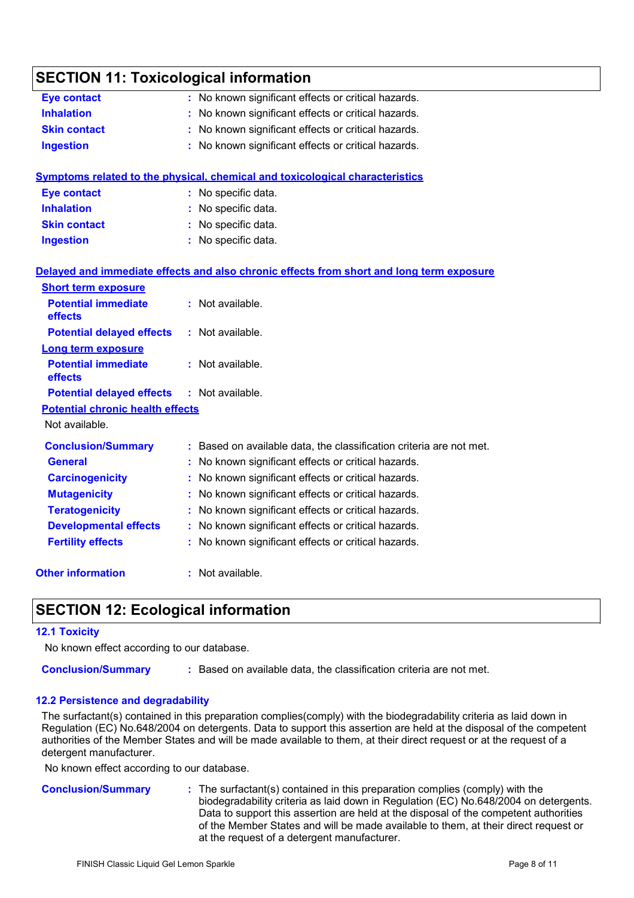## SECTION 11: Toxicological information

| | | |
|---|---|---|
| **Eye contact** | : | No known significant effects or critical hazards. |
| **Inhalation** | : | No known significant effects or critical hazards. |
| **Skin contact** | : | No known significant effects or critical hazards. |
| **Ingestion** | : | No known significant effects or critical hazards. |

**Symptoms related to the physical, chemical and toxicological characteristics**

| | | |
|---|---|---|
| **Eye contact** | : | No specific data. |
| **Inhalation** | : | No specific data. |
| **Skin contact** | : | No specific data. |
| **Ingestion** | : | No specific data. |

**Delayed and immediate effects and also chronic effects from short and long term exposure**

**Short term exposure**

| | | |
|---|---|---|
| **Potential immediate effects** | : | Not available. |
| **Potential delayed effects** | : | Not available. |

**Long term exposure**

| | | |
|---|---|---|
| **Potential immediate effects** | : | Not available. |
| **Potential delayed effects** | : | Not available. |

**Potential chronic health effects**

Not available.

| | | |
|---|---|---|
| **Conclusion/Summary** | : | Based on available data, the classification criteria are not met. |
| **General** | : | No known significant effects or critical hazards. |
| **Carcinogenicity** | : | No known significant effects or critical hazards. |
| **Mutagenicity** | : | No known significant effects or critical hazards. |
| **Teratogenicity** | : | No known significant effects or critical hazards. |
| **Developmental effects** | : | No known significant effects or critical hazards. |
| **Fertility effects** | : | No known significant effects or critical hazards. |

| | | |
|---|---|---|
| **Other information** | : | Not available. |

## SECTION 12: Ecological information

### 12.1 Toxicity

No known effect according to our database.

| | | |
|---|---|---|
| **Conclusion/Summary** | : | Based on available data, the classification criteria are not met. |

### 12.2 Persistence and degradability

The surfactant(s) contained in this preparation complies(comply) with the biodegradability criteria as laid down in Regulation (EC) No.648/2004 on detergents. Data to support this assertion are held at the disposal of the competent authorities of the Member States and will be made available to them, at their direct request or at the request of a detergent manufacturer.

No known effect according to our database.

| | | |
|---|---|---|
| **Conclusion/Summary** | : | The surfactant(s) contained in this preparation complies (comply) with the biodegradability criteria as laid down in Regulation (EC) No.648/2004 on detergents. Data to support this assertion are held at the disposal of the competent authorities of the Member States and will be made available to them, at their direct request or at the request of a detergent manufacturer. |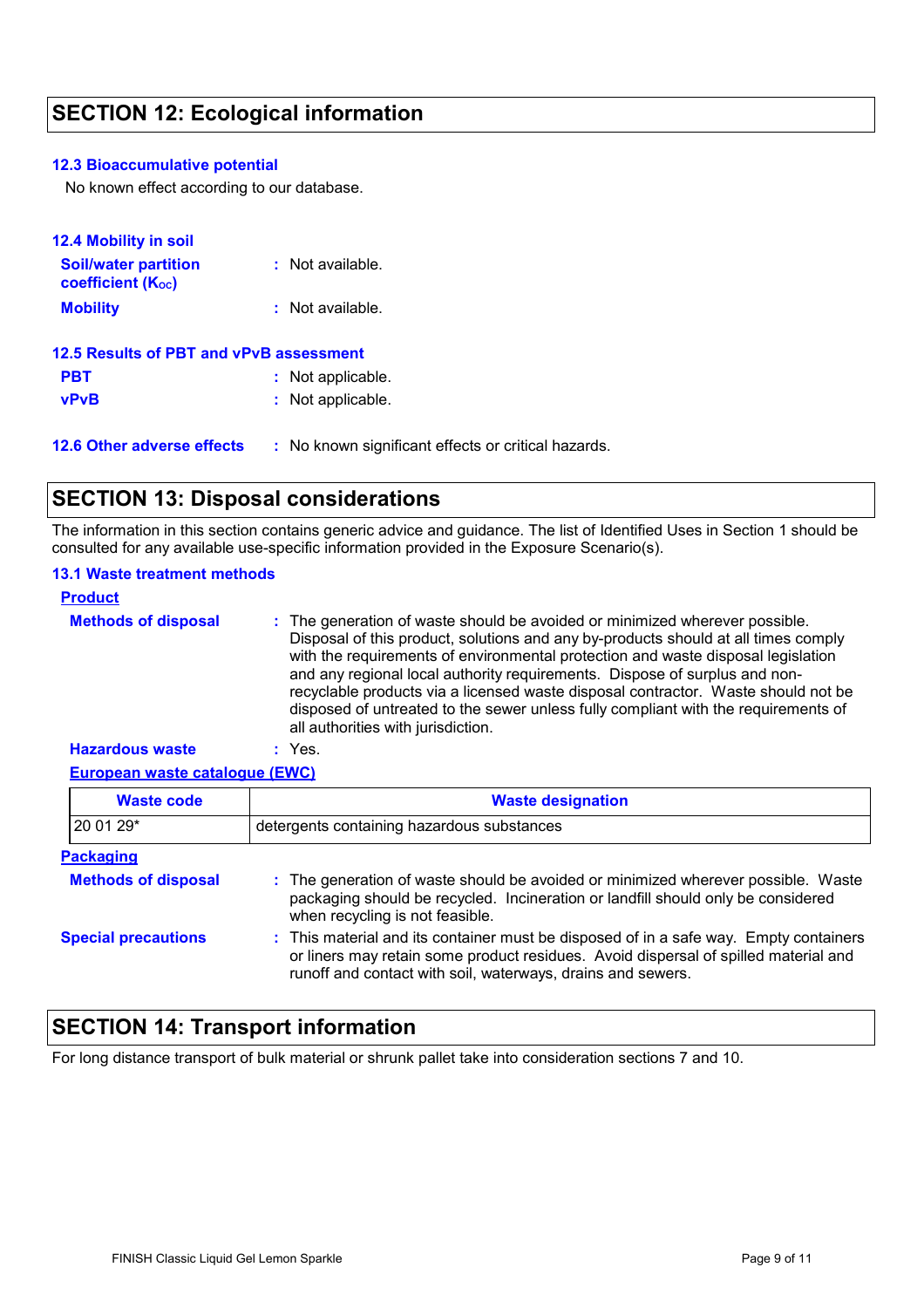## SECTION 12: Ecological information

### 12.3 Bioaccumulative potential

No known effect according to our database.

### 12.4 Mobility in soil

**Soil/water partition coefficient ($K_{OC}$)** : Not available.

**Mobility** : Not available.

### 12.5 Results of PBT and vPvB assessment

**PBT** : Not applicable.

**vPvB** : Not applicable.

### 12.6 Other adverse effects : No known significant effects or critical hazards.

## SECTION 13: Disposal considerations

The information in this section contains generic advice and guidance. The list of Identified Uses in Section 1 should be consulted for any available use-specific information provided in the Exposure Scenario(s).

### 13.1 Waste treatment methods

**Product**

**Methods of disposal** : The generation of waste should be avoided or minimized wherever possible. Disposal of this product, solutions and any by-products should at all times comply with the requirements of environmental protection and waste disposal legislation and any regional local authority requirements. Dispose of surplus and non-recyclable products via a licensed waste disposal contractor. Waste should not be disposed of untreated to the sewer unless fully compliant with the requirements of all authorities with jurisdiction.

**Hazardous waste** : Yes.

**European waste catalogue (EWC)**

| Waste code | Waste designation |
|---|---|
| 20 01 29* | detergents containing hazardous substances |

**Packaging**

**Methods of disposal** : The generation of waste should be avoided or minimized wherever possible. Waste packaging should be recycled. Incineration or landfill should only be considered when recycling is not feasible.

**Special precautions** : This material and its container must be disposed of in a safe way. Empty containers or liners may retain some product residues. Avoid dispersal of spilled material and runoff and contact with soil, waterways, drains and sewers.

## SECTION 14: Transport information

For long distance transport of bulk material or shrunk pallet take into consideration sections 7 and 10.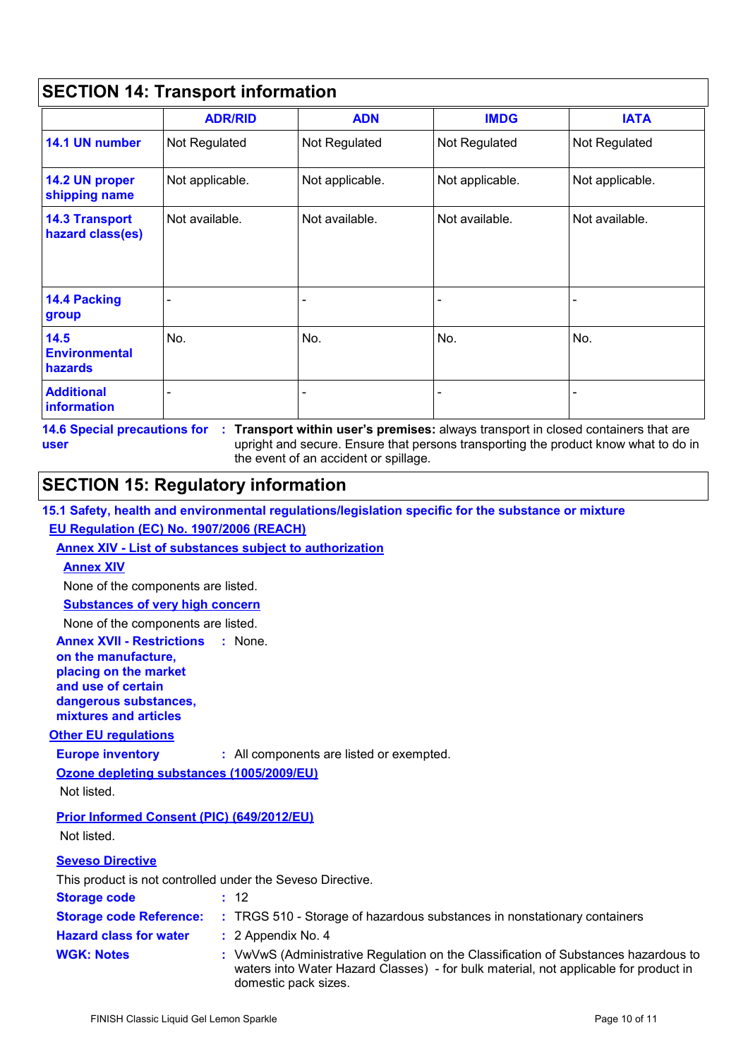## SECTION 14: Transport information

| | ADR/RID | ADN | IMDG | IATA |
|---|---|---|---|---|
| **14.1 UN number** | Not Regulated | Not Regulated | Not Regulated | Not Regulated |
| **14.2 UN proper shipping name** | Not applicable. | Not applicable. | Not applicable. | Not applicable. |
| **14.3 Transport hazard class(es)** | Not available. | Not available. | Not available. | Not available. |
| **14.4 Packing group** | - | - | - | - |
| **14.5 Environmental hazards** | No. | No. | No. | No. |
| **Additional information** | - | - | - | - |

**14.6 Special precautions for user** : **Transport within user's premises:** always transport in closed containers that are upright and secure. Ensure that persons transporting the product know what to do in the event of an accident or spillage.

## SECTION 15: Regulatory information

**15.1 Safety, health and environmental regulations/legislation specific for the substance or mixture**

**EU Regulation (EC) No. 1907/2006 (REACH)**

**Annex XIV - List of substances subject to authorization**

**Annex XIV**

None of the components are listed.

**Substances of very high concern**

None of the components are listed.

**Annex XVII - Restrictions on the manufacture, placing on the market and use of certain dangerous substances, mixtures and articles** : None.

**Other EU regulations**

**Europe inventory** : All components are listed or exempted.

**Ozone depleting substances (1005/2009/EU)**

Not listed.

**Prior Informed Consent (PIC) (649/2012/EU)**

Not listed.

**Seveso Directive**

This product is not controlled under the Seveso Directive.

**Storage code** : 12

**Storage code Reference:** : TRGS 510 - Storage of hazardous substances in nonstationary containers

**Hazard class for water** : 2 Appendix No. 4

**WGK: Notes** : VwVwS (Administrative Regulation on the Classification of Substances hazardous to waters into Water Hazard Classes) - for bulk material, not applicable for product in domestic pack sizes.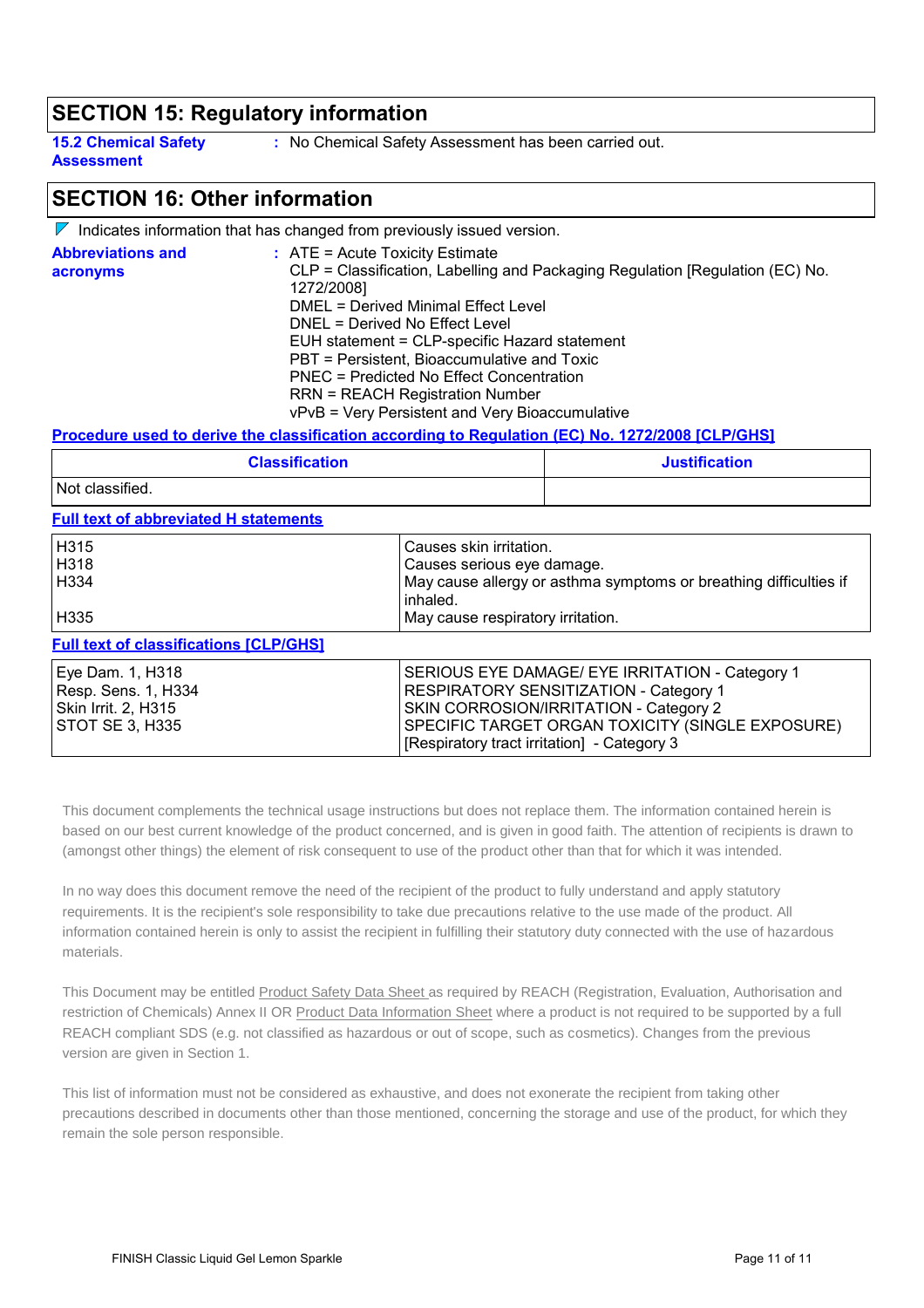## SECTION 15: Regulatory information

**15.2 Chemical Safety Assessment** : No Chemical Safety Assessment has been carried out.

## SECTION 16: Other information

◤ Indicates information that has changed from previously issued version.

**Abbreviations and acronyms** : ATE = Acute Toxicity Estimate
CLP = Classification, Labelling and Packaging Regulation [Regulation (EC) No. 1272/2008]
DMEL = Derived Minimal Effect Level
DNEL = Derived No Effect Level
EUH statement = CLP-specific Hazard statement
PBT = Persistent, Bioaccumulative and Toxic
PNEC = Predicted No Effect Concentration
RRN = REACH Registration Number
vPvB = Very Persistent and Very Bioaccumulative

**Procedure used to derive the classification according to Regulation (EC) No. 1272/2008 [CLP/GHS]**

| Classification | Justification |
|---|---|
| Not classified. | |

**Full text of abbreviated H statements**

| | |
|---|---|
| H315 | Causes skin irritation. |
| H318 | Causes serious eye damage. |
| H334 | May cause allergy or asthma symptoms or breathing difficulties if inhaled. |
| H335 | May cause respiratory irritation. |

**Full text of classifications [CLP/GHS]**

| | |
|---|---|
| Eye Dam. 1, H318 | SERIOUS EYE DAMAGE/ EYE IRRITATION - Category 1 |
| Resp. Sens. 1, H334 | RESPIRATORY SENSITIZATION - Category 1 |
| Skin Irrit. 2, H315 | SKIN CORROSION/IRRITATION - Category 2 |
| STOT SE 3, H335 | SPECIFIC TARGET ORGAN TOXICITY (SINGLE EXPOSURE) [Respiratory tract irritation] - Category 3 |

This document complements the technical usage instructions but does not replace them. The information contained herein is based on our best current knowledge of the product concerned, and is given in good faith. The attention of recipients is drawn to (amongst other things) the element of risk consequent to use of the product other than that for which it was intended.

In no way does this document remove the need of the recipient of the product to fully understand and apply statutory requirements. It is the recipient's sole responsibility to take due precautions relative to the use made of the product. All information contained herein is only to assist the recipient in fulfilling their statutory duty connected with the use of hazardous materials.

This Document may be entitled Product Safety Data Sheet as required by REACH (Registration, Evaluation, Authorisation and restriction of Chemicals) Annex II OR Product Data Information Sheet where a product is not required to be supported by a full REACH compliant SDS (e.g. not classified as hazardous or out of scope, such as cosmetics). Changes from the previous version are given in Section 1.

This list of information must not be considered as exhaustive, and does not exonerate the recipient from taking other precautions described in documents other than those mentioned, concerning the storage and use of the product, for which they remain the sole person responsible.